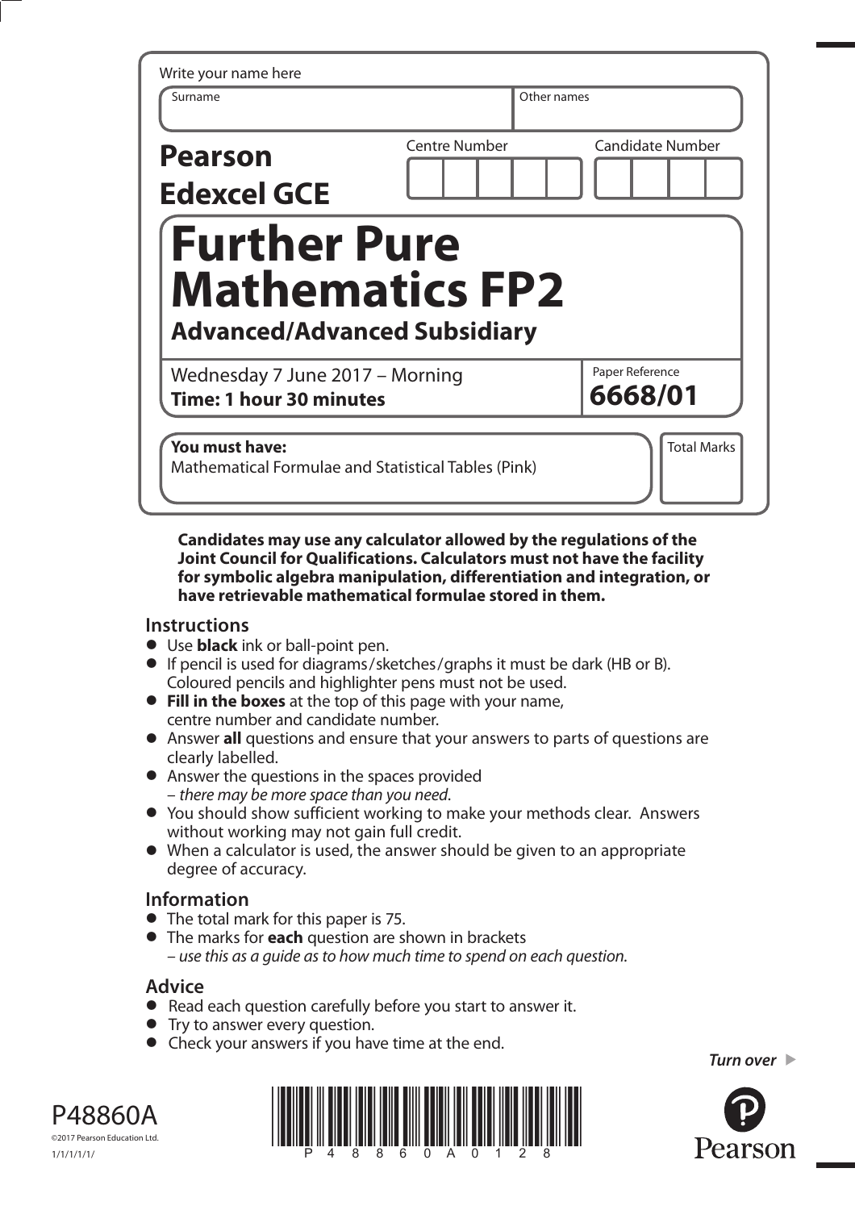Write your name here

| Surname | Other names |
|---|---|
| | |

**Pearson Edexcel GCE**

| Centre Number | Candidate Number |
|---|---|
| | |

# Further Pure Mathematics FP2

## Advanced/Advanced Subsidiary

Wednesday 7 June 2017 – Morning
**Time: 1 hour 30 minutes**

Paper Reference
**6668/01**

**You must have:**
Mathematical Formulae and Statistical Tables (Pink)

Total Marks

**Candidates may use any calculator allowed by the regulations of the Joint Council for Qualifications. Calculators must not have the facility for symbolic algebra manipulation, differentiation and integration, or have retrievable mathematical formulae stored in them.**

## Instructions

- Use **black** ink or ball-point pen.
- If pencil is used for diagrams/sketches/graphs it must be dark (HB or B). Coloured pencils and highlighter pens must not be used.
- **Fill in the boxes** at the top of this page with your name, centre number and candidate number.
- Answer **all** questions and ensure that your answers to parts of questions are clearly labelled.
- Answer the questions in the spaces provided – *there may be more space than you need.*
- You should show sufficient working to make your methods clear. Answers without working may not gain full credit.
- When a calculator is used, the answer should be given to an appropriate degree of accuracy.

## Information

- The total mark for this paper is 75.
- The marks for **each** question are shown in brackets – *use this as a guide as to how much time to spend on each question.*

## Advice

- Read each question carefully before you start to answer it.
- Try to answer every question.
- Check your answers if you have time at the end.

*Turn over*

P48860A
©2017 Pearson Education Ltd.
1/1/1/1/1/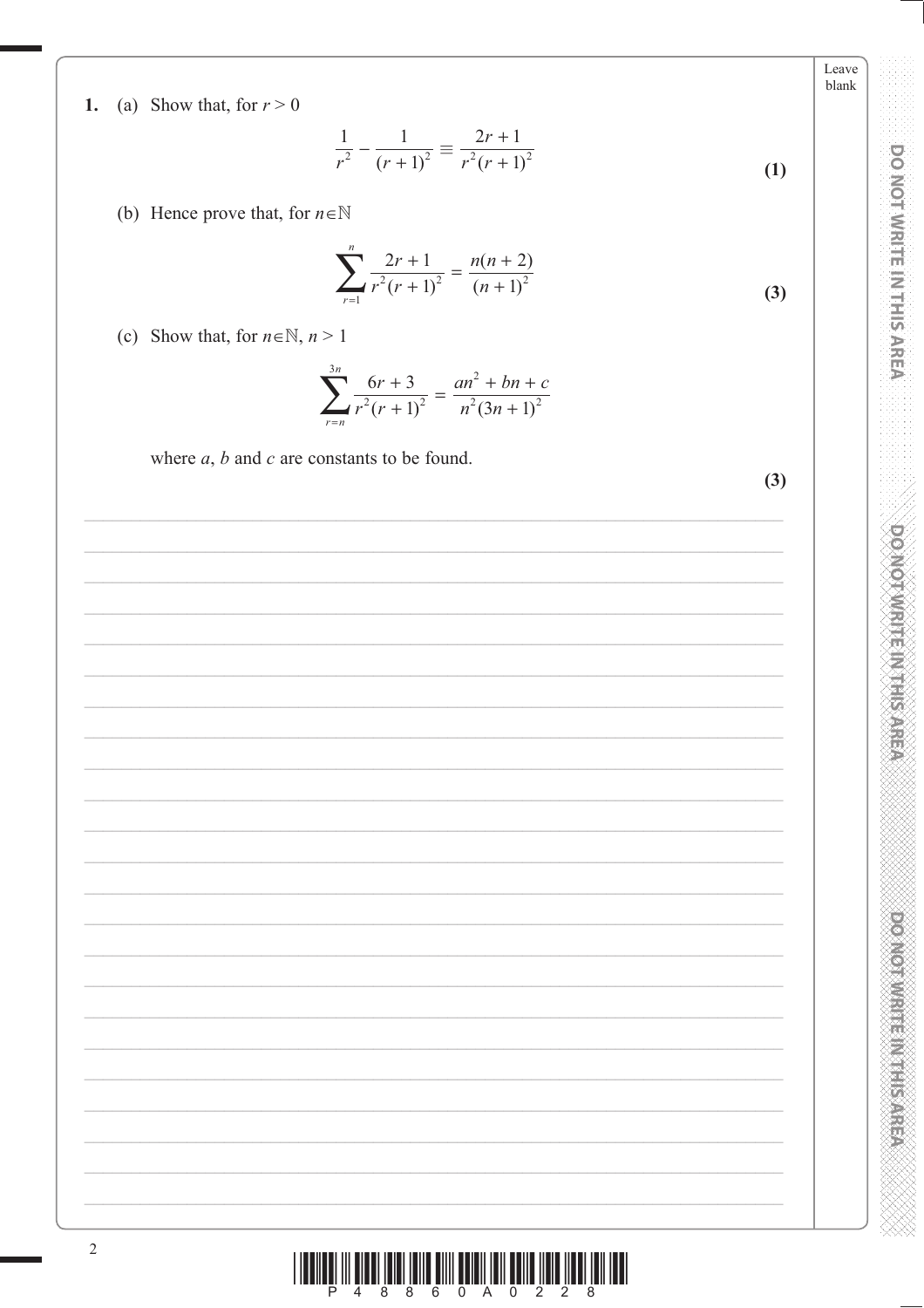1. (a) Show that, for $r > 0$

$$\frac{1}{r^2} - \frac{1}{(r+1)^2} \equiv \frac{2r+1}{r^2(r+1)^2}$$

**(1)**

(b) Hence prove that, for $n \in \mathbb{N}$

$$\sum_{r=1}^{n} \frac{2r+1}{r^2(r+1)^2} = \frac{n(n+2)}{(n+1)^2}$$

**(3)**

(c) Show that, for $n \in \mathbb{N}$, $n > 1$

$$\sum_{r=n}^{3n} \frac{6r+3}{r^2(r+1)^2} = \frac{an^2 + bn + c}{n^2(3n+1)^2}$$

where $a$, $b$ and $c$ are constants to be found.

**(3)**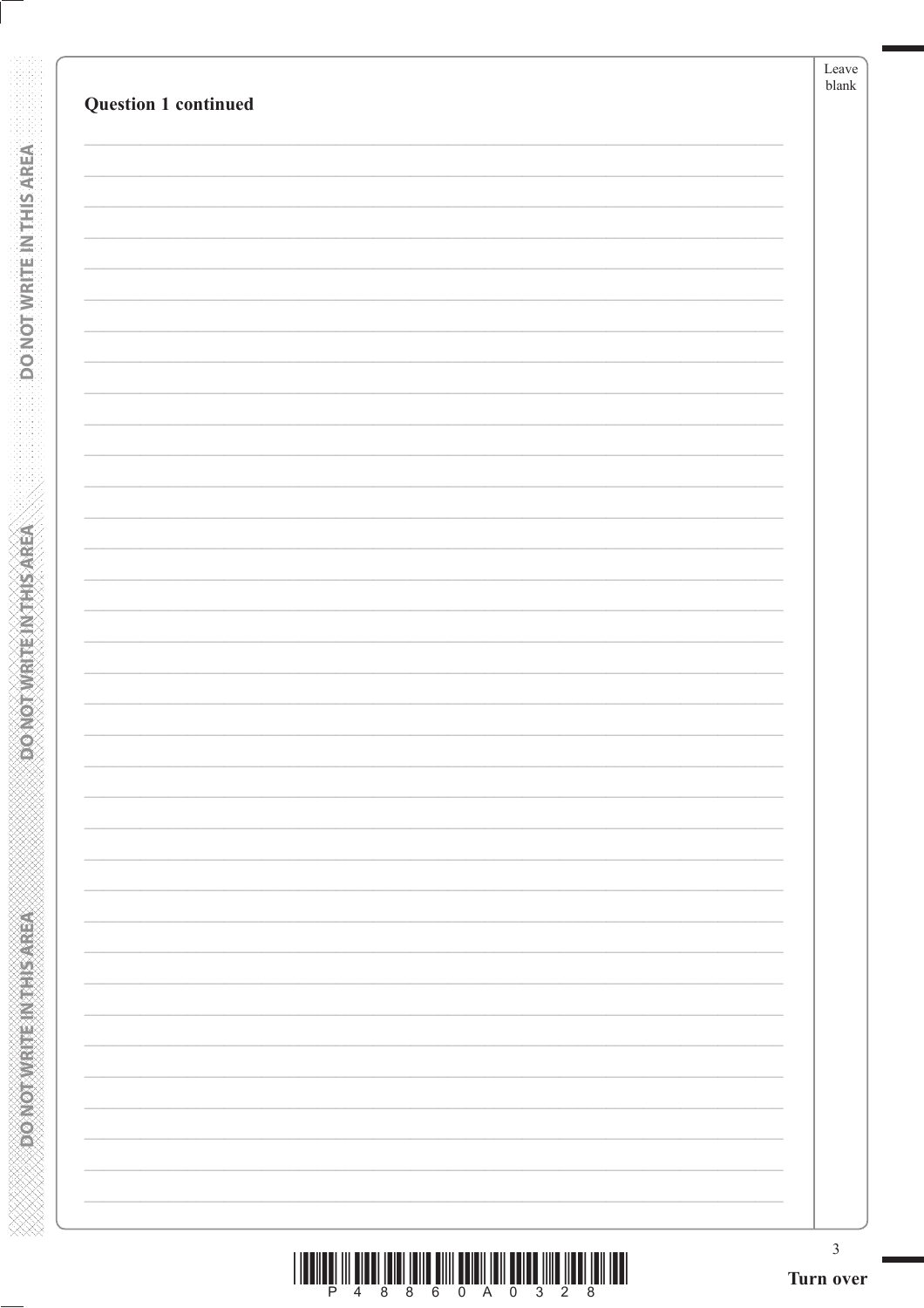**Question 1 continued**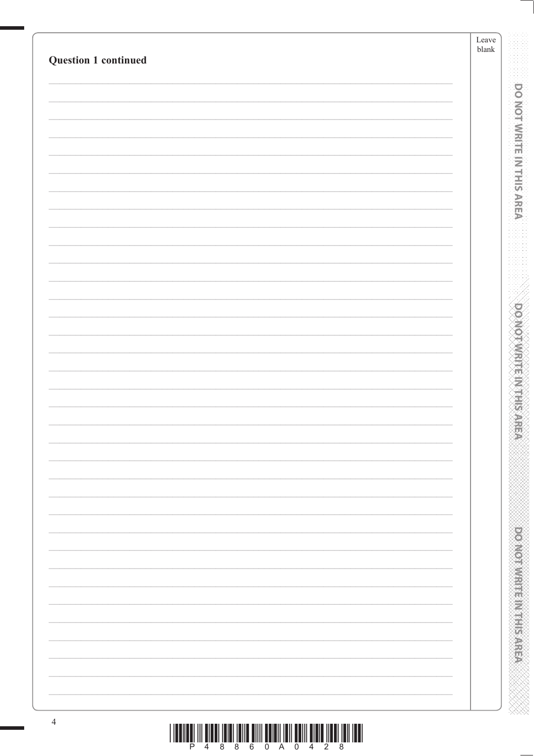**Question 1 continued**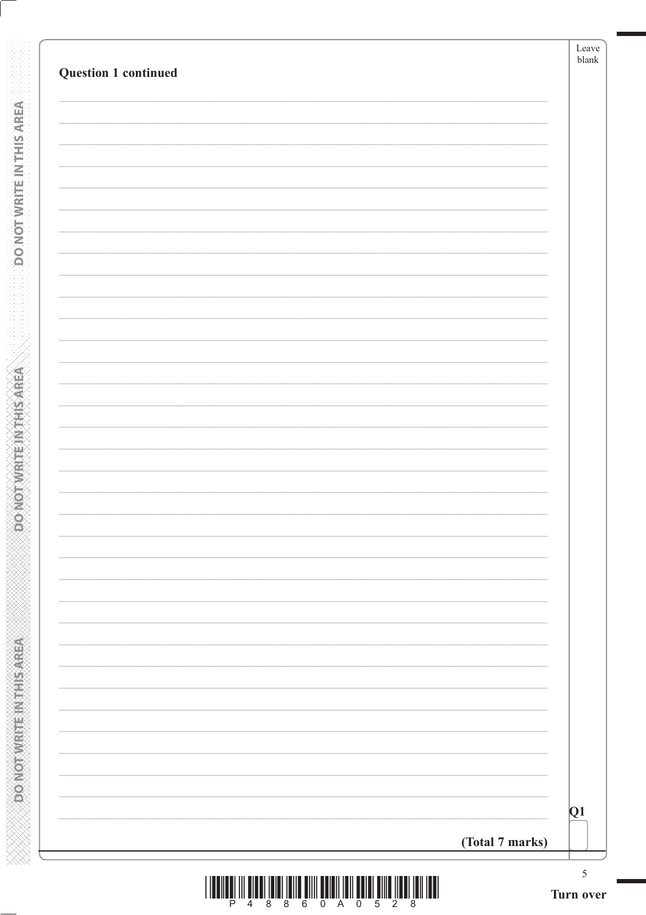**Question 1 continued**

**(Total 7 marks)**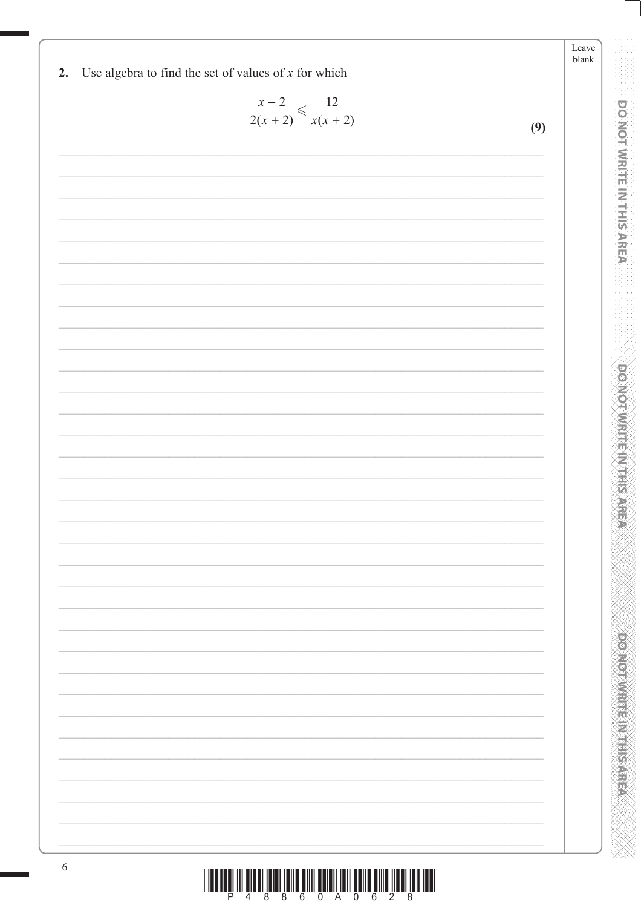**2.** Use algebra to find the set of values of $x$ for which

$$\frac{x-2}{2(x+2)} \leqslant \frac{12}{x(x+2)}$$

**(9)**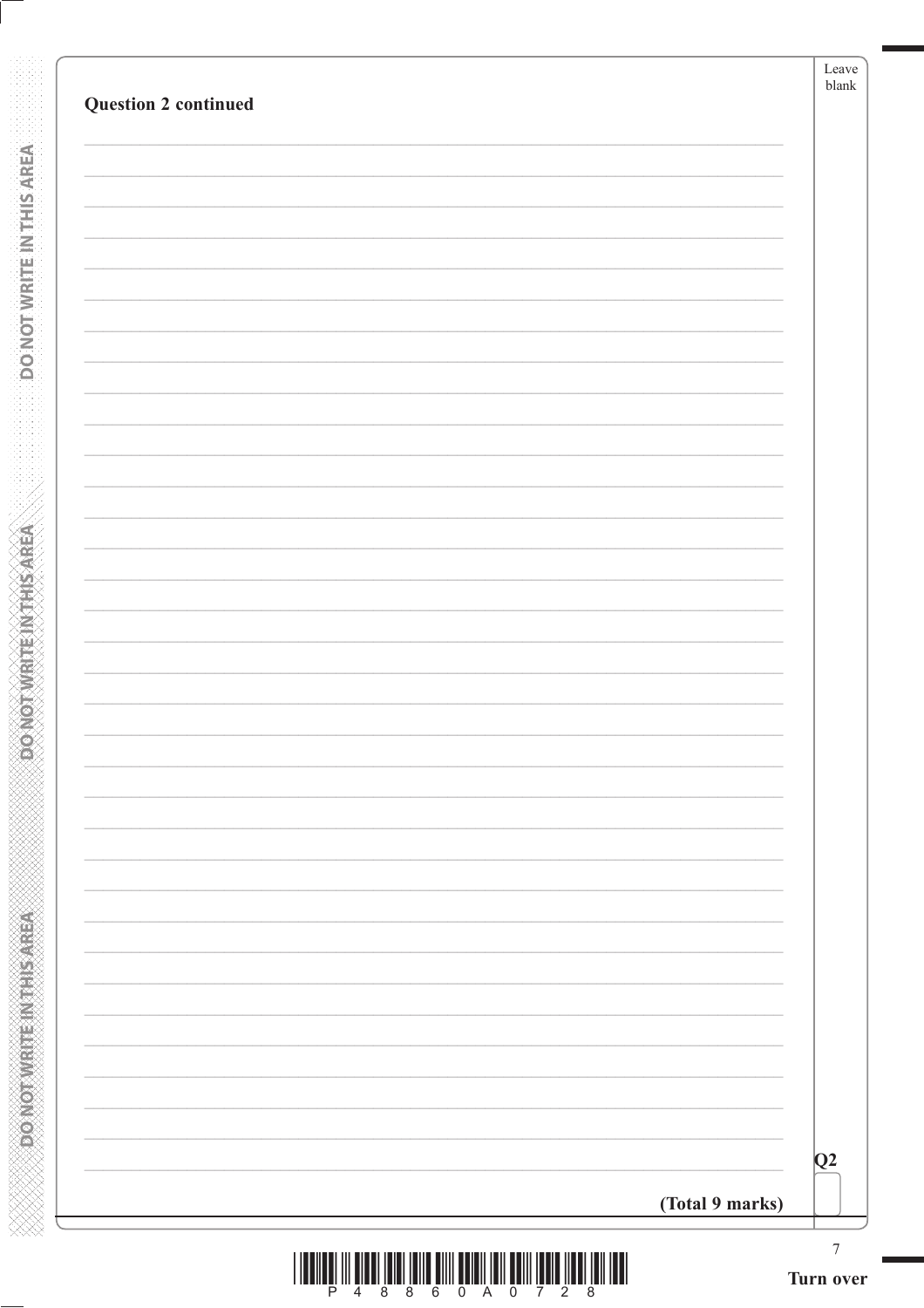**Question 2 continued**

Q2

**(Total 9 marks)**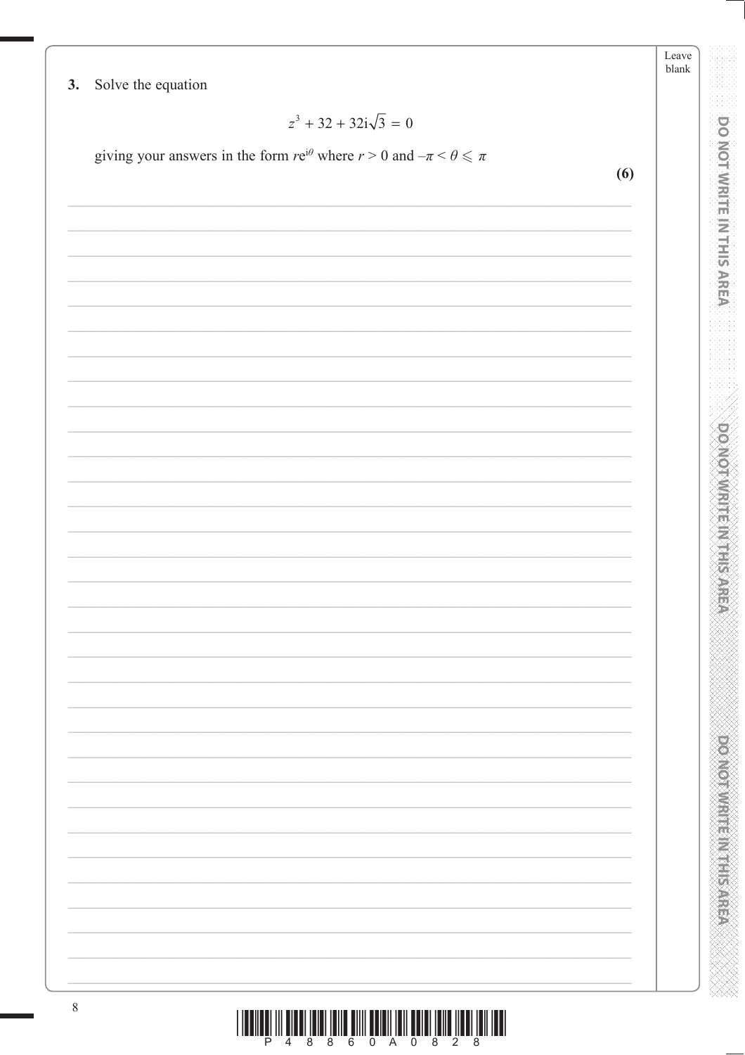**3.** Solve the equation

$$z^3 + 32 + 32\text{i}\sqrt{3} = 0$$

giving your answers in the form $r\text{e}^{\text{i}\theta}$ where $r > 0$ and $-\pi < \theta \leqslant \pi$

**(6)**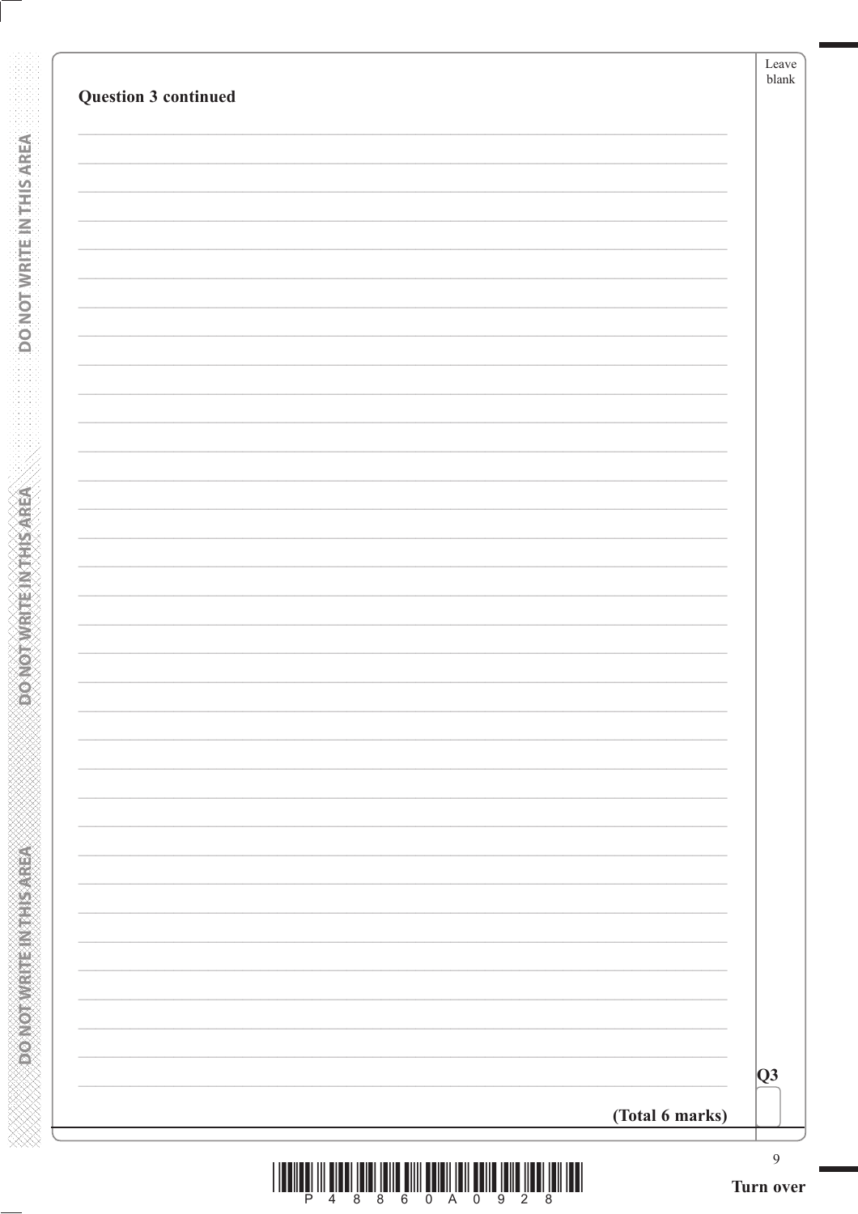**Question 3 continued**

**Q3**

**(Total 6 marks)**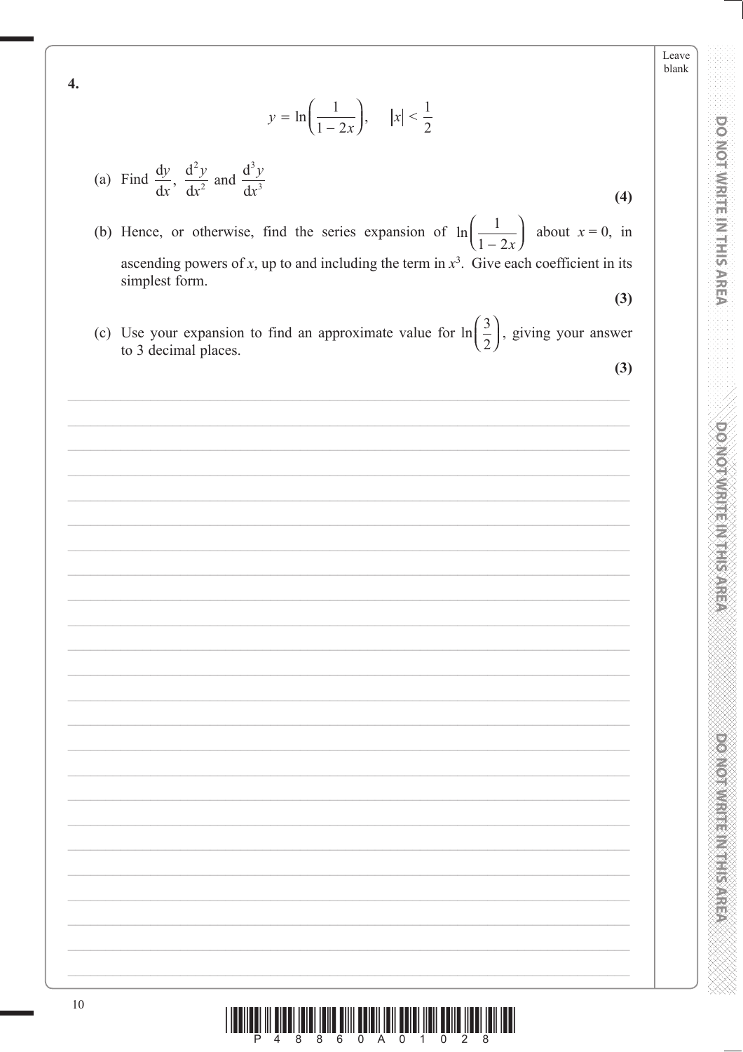**4.**

$$y = \ln\left(\frac{1}{1-2x}\right), \quad |x| < \frac{1}{2}$$

(a) Find $\frac{dy}{dx}$, $\frac{d^2y}{dx^2}$ and $\frac{d^3y}{dx^3}$

**(4)**

(b) Hence, or otherwise, find the series expansion of $\ln\left(\frac{1}{1-2x}\right)$ about $x = 0$, in ascending powers of $x$, up to and including the term in $x^3$. Give each coefficient in its simplest form.

**(3)**

(c) Use your expansion to find an approximate value for $\ln\left(\frac{3}{2}\right)$, giving your answer to 3 decimal places.

**(3)**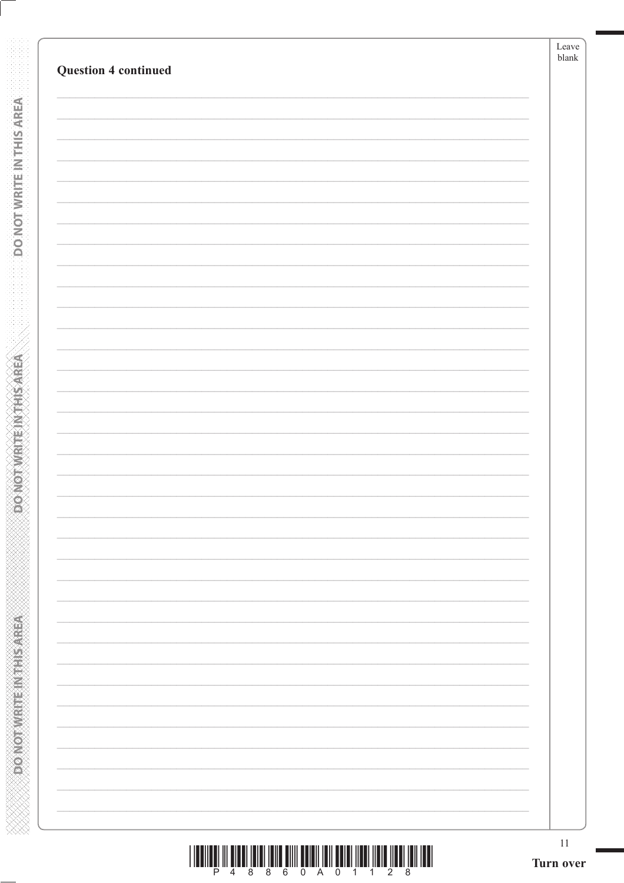**Question 4 continued**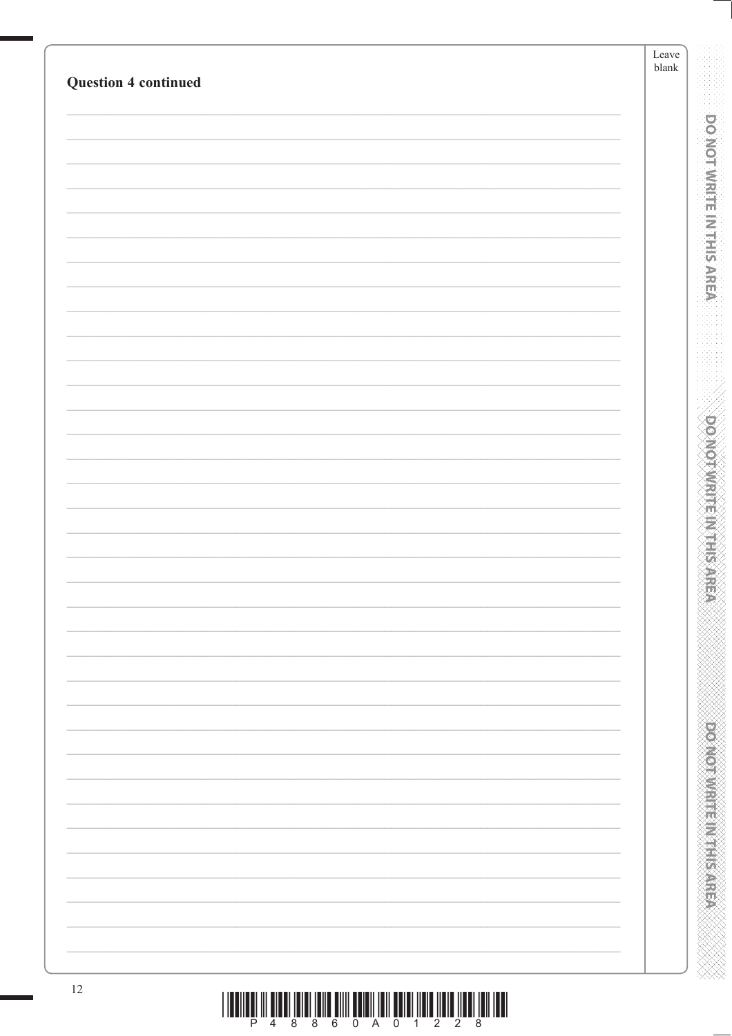**Question 4 continued**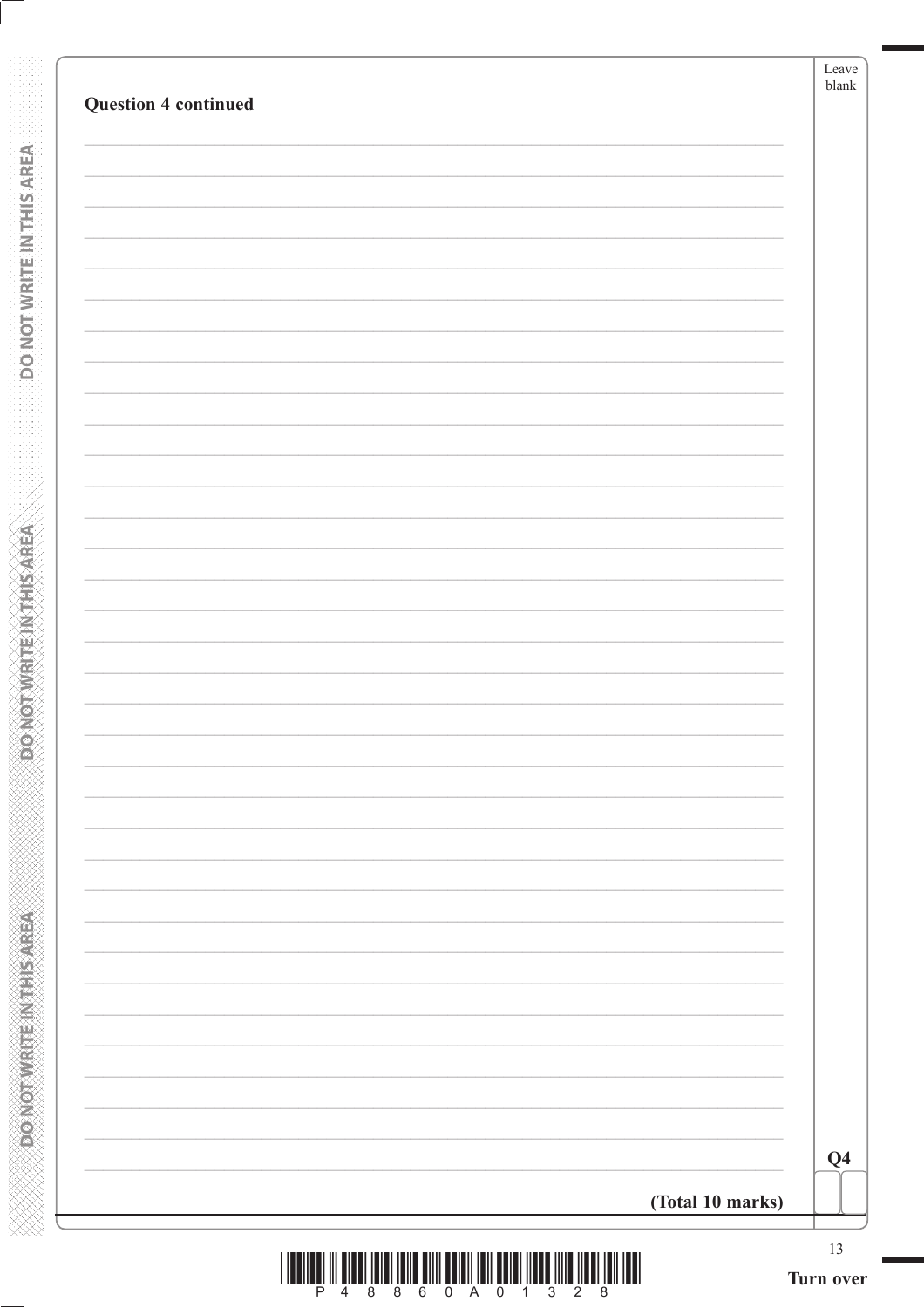**Question 4 continued**

**Q4**

**(Total 10 marks)**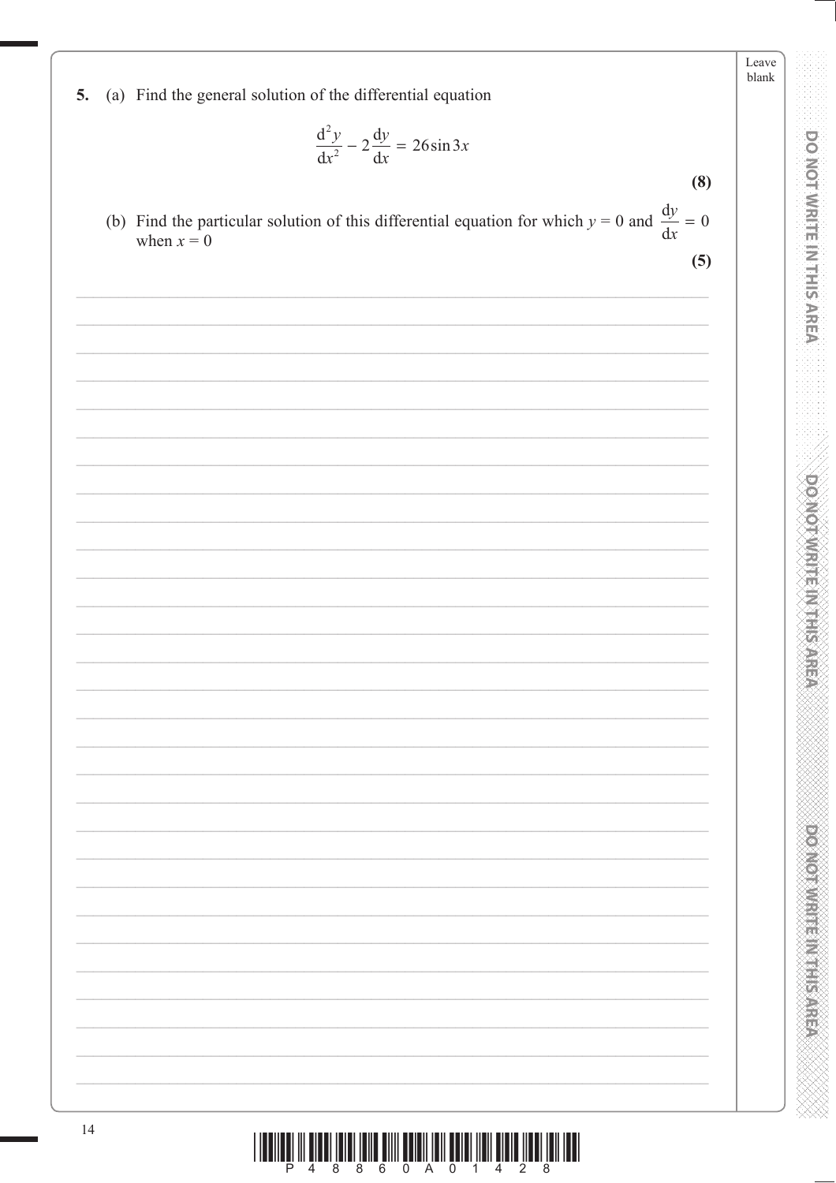5\. (a) Find the general solution of the differential equation

$$\frac{d^2y}{dx^2} - 2\frac{dy}{dx} = 26\sin 3x$$

**(8)**

(b) Find the particular solution of this differential equation for which $y = 0$ and $\frac{dy}{dx} = 0$ when $x = 0$

**(5)**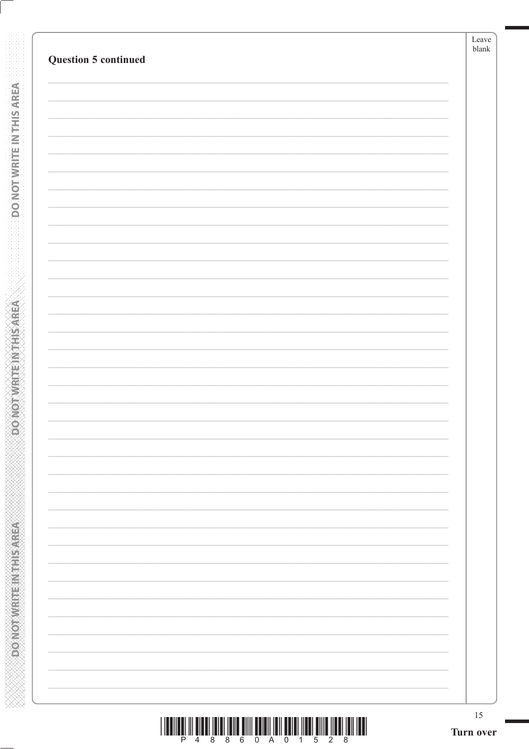**Question 5 continued**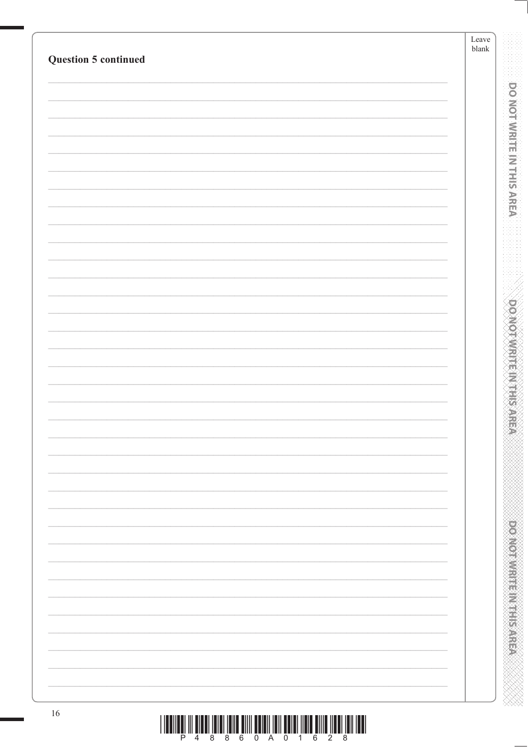**Question 5 continued**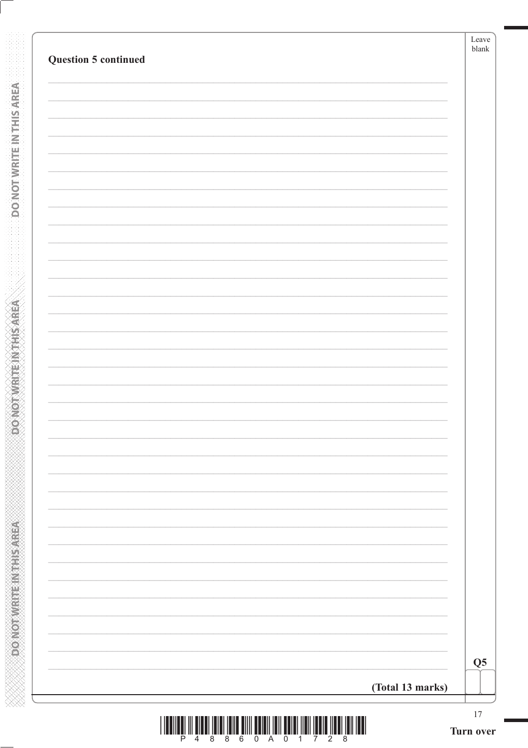**Question 5 continued**

**(Total 13 marks)**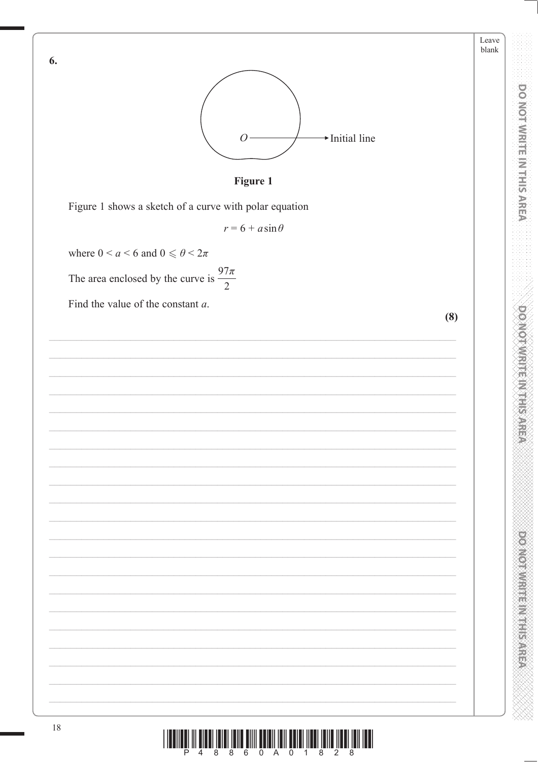**6.**

**Figure 1**

Figure 1 shows a sketch of a curve with polar equation

$$r = 6 + a\sin\theta$$

where $0 < a < 6$ and $0 \leqslant \theta < 2\pi$

The area enclosed by the curve is $\dfrac{97\pi}{2}$

Find the value of the constant $a$.

**(8)**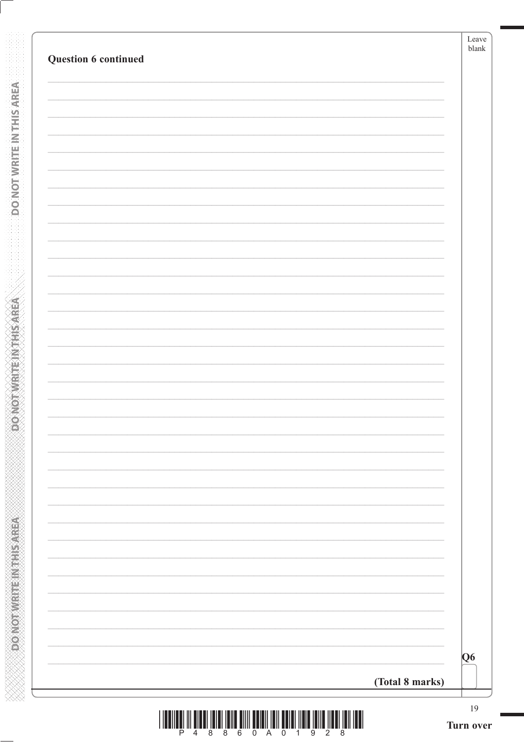**Question 6 continued**

**(Total 8 marks)**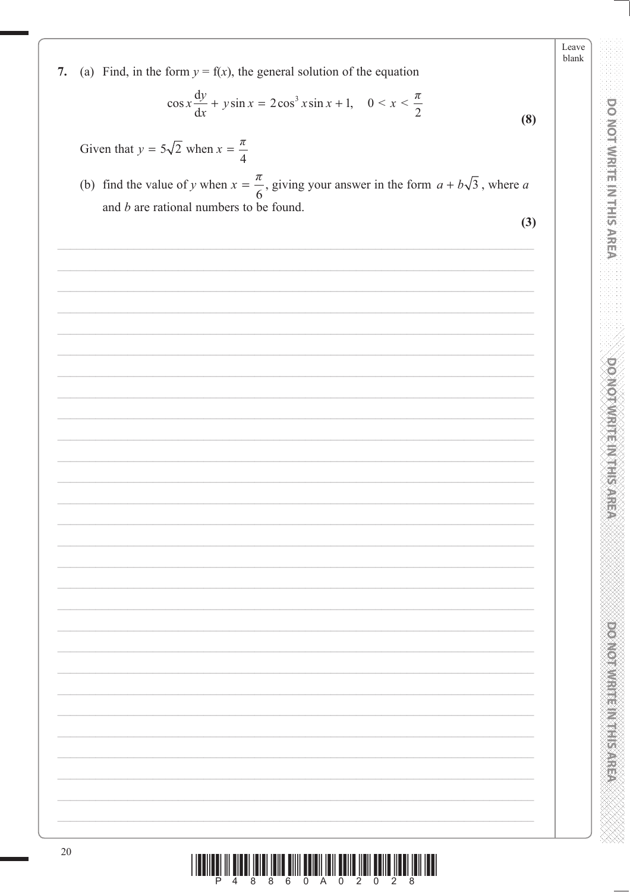7. (a) Find, in the form $y = f(x)$, the general solution of the equation

$$\cos x \frac{dy}{dx} + y \sin x = 2\cos^3 x \sin x + 1, \quad 0 < x < \frac{\pi}{2}$$

**(8)**

Given that $y = 5\sqrt{2}$ when $x = \frac{\pi}{4}$

(b) find the value of $y$ when $x = \frac{\pi}{6}$, giving your answer in the form $a + b\sqrt{3}$, where $a$ and $b$ are rational numbers to be found.

**(3)**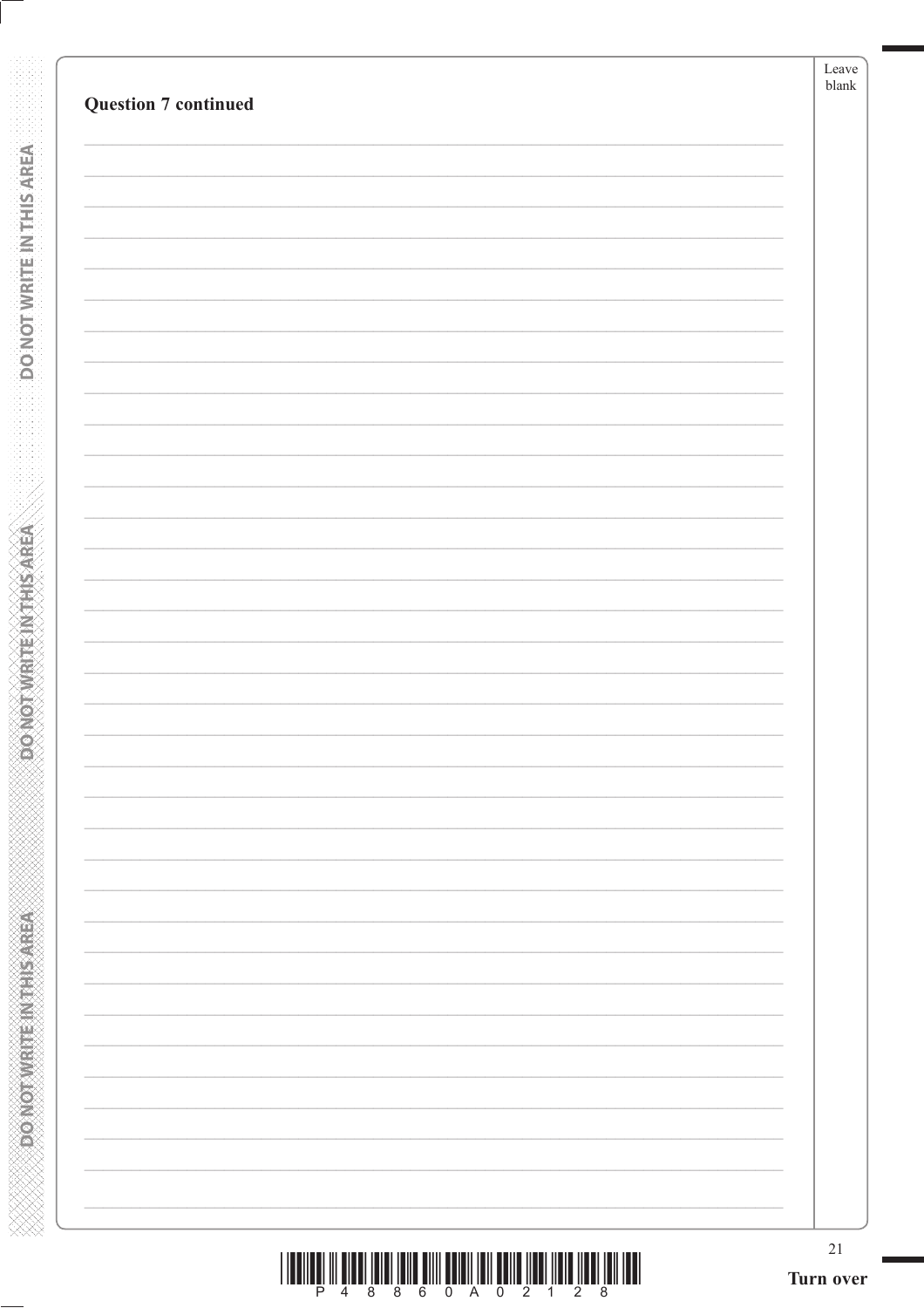**Question 7 continued**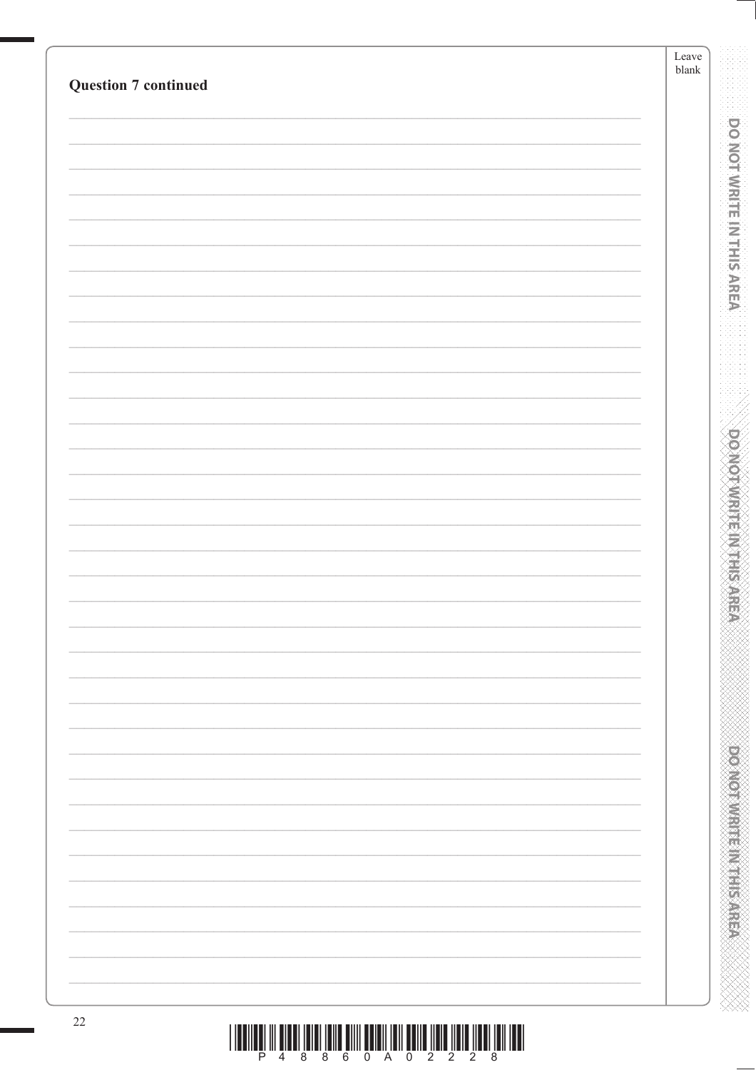**Question 7 continued**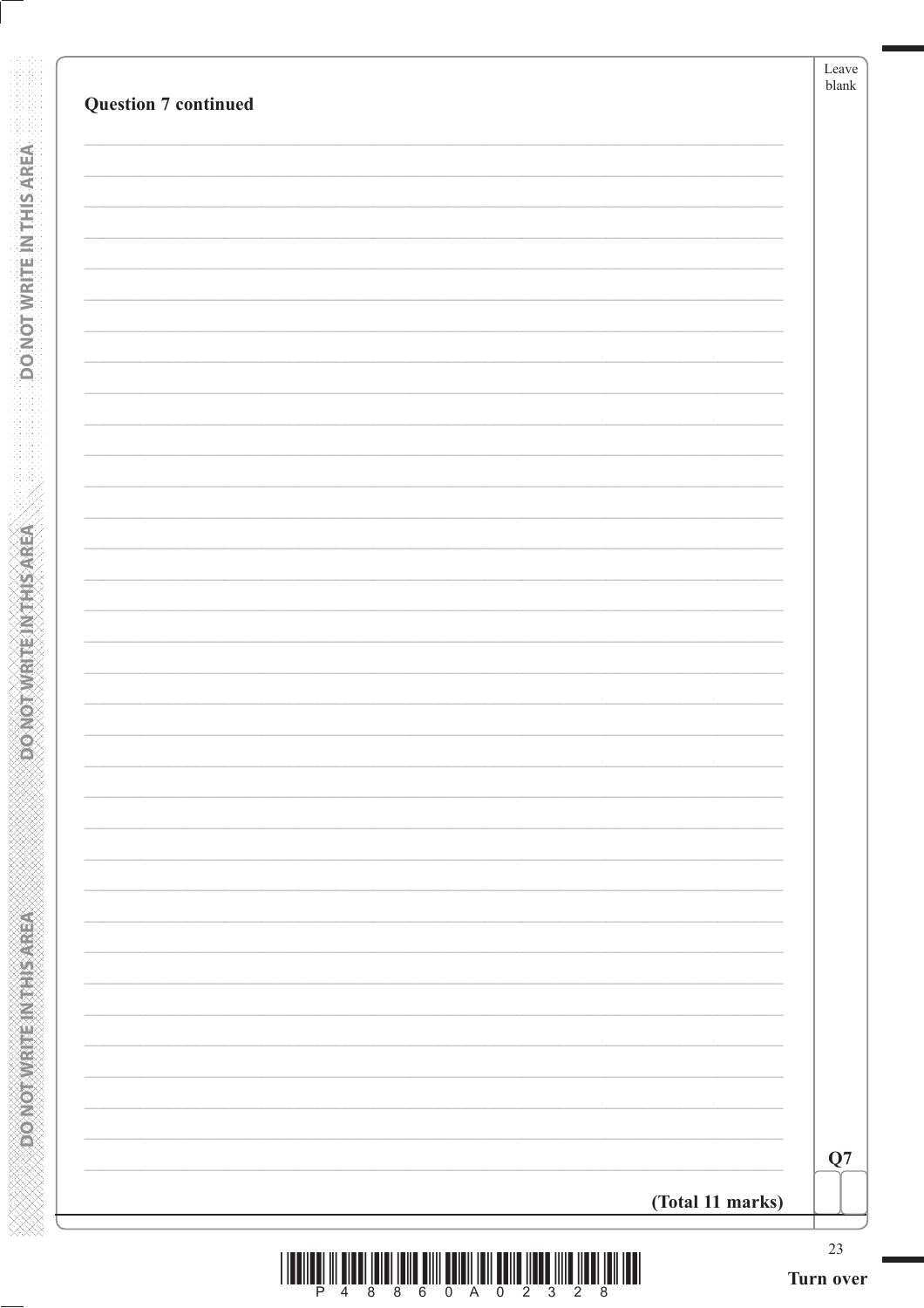**Question 7 continued**

**(Total 11 marks)**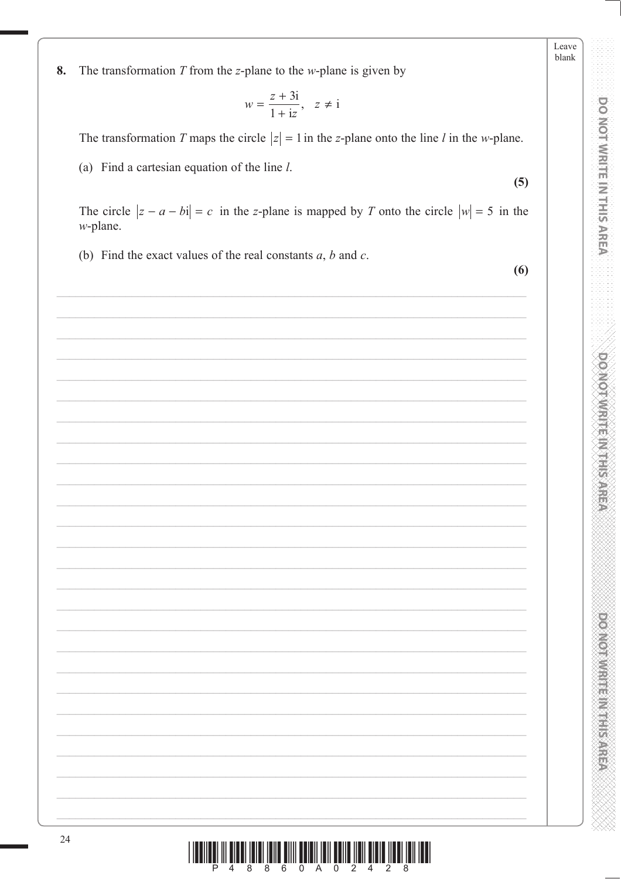**8.** The transformation $T$ from the $z$-plane to the $w$-plane is given by

$$w = \frac{z + 3\text{i}}{1 + \text{i}z}, \quad z \neq \text{i}$$

The transformation $T$ maps the circle $|z| = 1$ in the $z$-plane onto the line $l$ in the $w$-plane.

(a) Find a cartesian equation of the line $l$.

**(5)**

The circle $|z - a - b\text{i}| = c$ in the $z$-plane is mapped by $T$ onto the circle $|w| = 5$ in the $w$-plane.

(b) Find the exact values of the real constants $a$, $b$ and $c$.

**(6)**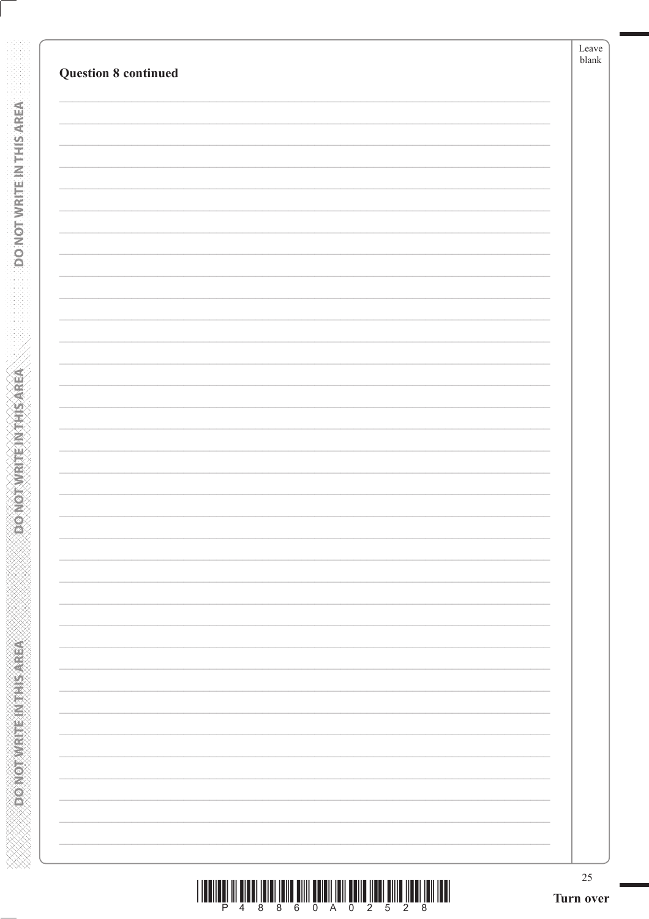**Question 8 continued**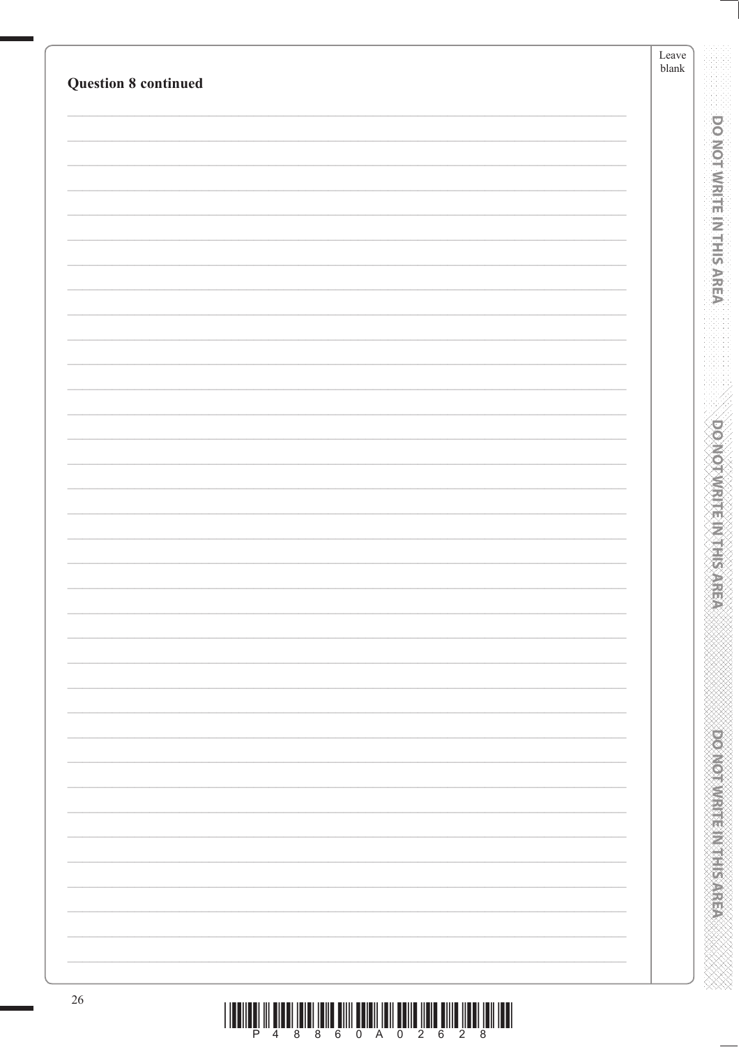**Question 8 continued**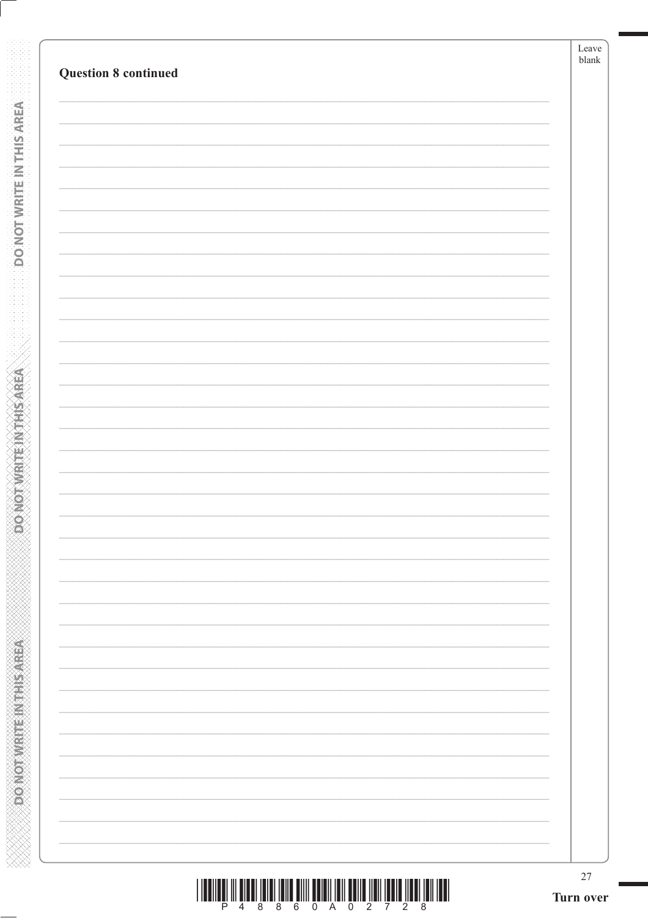**Question 8 continued**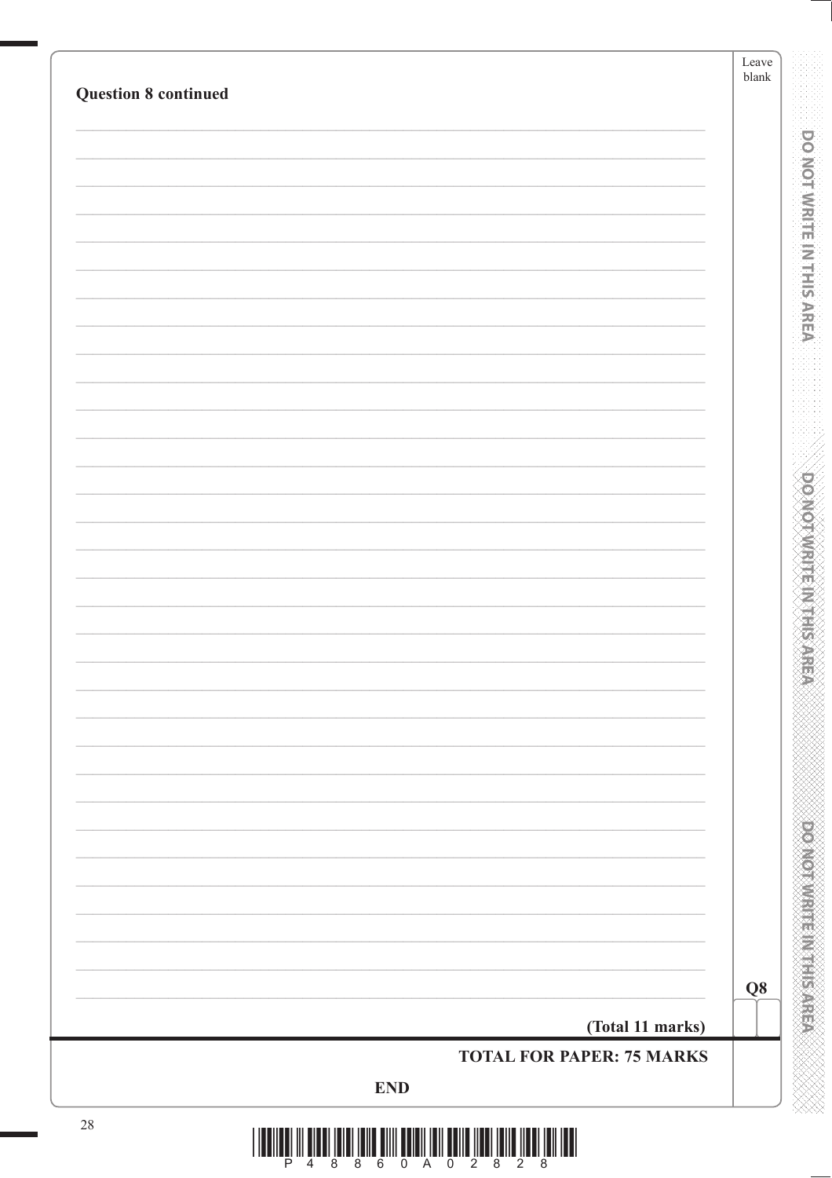**Question 8 continued**

**(Total 11 marks)**

**TOTAL FOR PAPER: 75 MARKS**

**END**